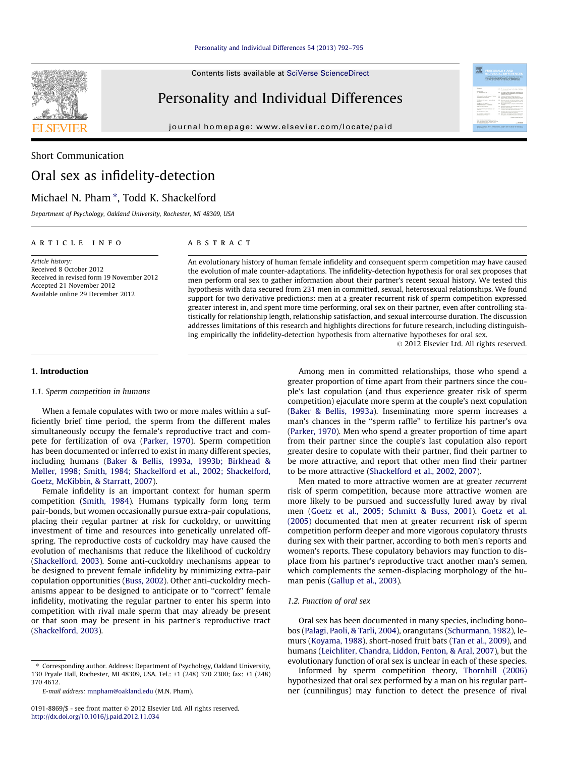Contents lists available at SciVerse ScienceDirect

# Personality and Individual Differences

journal homepage: www.elsevier.com/locate/paid

Short Communication

# Oral sex as infidelity-detection

Michael N. Pham *, Todd K. Shackelford

*Department of Psychology, Oakland University, Rochester, MI 48309, USA*

## ARTICLE INFO

*Article history:*
Received 8 October 2012
Received in revised form 19 November 2012
Accepted 21 November 2012
Available online 29 December 2012

## ABSTRACT

An evolutionary history of human female infidelity and consequent sperm competition may have caused the evolution of male counter-adaptations. The infidelity-detection hypothesis for oral sex proposes that men perform oral sex to gather information about their partner's recent sexual history. We tested this hypothesis with data secured from 231 men in committed, sexual, heterosexual relationships. We found support for two derivative predictions: men at a greater recurrent risk of sperm competition expressed greater interest in, and spent more time performing, oral sex on their partner, even after controlling statistically for relationship length, relationship satisfaction, and sexual intercourse duration. The discussion addresses limitations of this research and highlights directions for future research, including distinguishing empirically the infidelity-detection hypothesis from alternative hypotheses for oral sex.

© 2012 Elsevier Ltd. All rights reserved.

## 1. Introduction

### 1.1. Sperm competition in humans

When a female copulates with two or more males within a sufficiently brief time period, the sperm from the different males simultaneously occupy the female's reproductive tract and compete for fertilization of ova (Parker, 1970). Sperm competition has been documented or inferred to exist in many different species, including humans (Baker & Bellis, 1993a, 1993b; Birkhead & Møller, 1998; Smith, 1984; Shackelford et al., 2002; Shackelford, Goetz, McKibbin, & Starratt, 2007).

Female infidelity is an important context for human sperm competition (Smith, 1984). Humans typically form long term pair-bonds, but women occasionally pursue extra-pair copulations, placing their regular partner at risk for cuckoldry, or unwitting investment of time and resources into genetically unrelated offspring. The reproductive costs of cuckoldry may have caused the evolution of mechanisms that reduce the likelihood of cuckoldry (Shackelford, 2003). Some anti-cuckoldry mechanisms appear to be designed to prevent female infidelity by minimizing extra-pair copulation opportunities (Buss, 2002). Other anti-cuckoldry mechanisms appear to be designed to anticipate or to ''correct'' female infidelity, motivating the regular partner to enter his sperm into competition with rival male sperm that may already be present or that soon may be present in his partner's reproductive tract (Shackelford, 2003).

Among men in committed relationships, those who spend a greater proportion of time apart from their partners since the couple's last copulation (and thus experience greater risk of sperm competition) ejaculate more sperm at the couple's next copulation (Baker & Bellis, 1993a). Inseminating more sperm increases a man's chances in the ''sperm raffle'' to fertilize his partner's ova (Parker, 1970). Men who spend a greater proportion of time apart from their partner since the couple's last copulation also report greater desire to copulate with their partner, find their partner to be more attractive, and report that other men find their partner to be more attractive (Shackelford et al., 2002, 2007).

Men mated to more attractive women are at greater *recurrent* risk of sperm competition, because more attractive women are more likely to be pursued and successfully lured away by rival men (Goetz et al., 2005; Schmitt & Buss, 2001). Goetz et al. (2005) documented that men at greater recurrent risk of sperm competition perform deeper and more vigorous copulatory thrusts during sex with their partner, according to both men's reports and women's reports. These copulatory behaviors may function to displace from his partner's reproductive tract another man's semen, which complements the semen-displacing morphology of the human penis (Gallup et al., 2003).

### 1.2. Function of oral sex

Oral sex has been documented in many species, including bonobos (Palagi, Paoli, & Tarli, 2004), orangutans (Schurmann, 1982), lemurs (Koyama, 1988), short-nosed fruit bats (Tan et al., 2009), and humans (Leichliter, Chandra, Liddon, Fenton, & Aral, 2007), but the evolutionary function of oral sex is unclear in each of these species.

Informed by sperm competition theory, Thornhill (2006) hypothesized that oral sex performed by a man on his regular partner (cunnilingus) may function to detect the presence of rival

* Corresponding author. Address: Department of Psychology, Oakland University, 130 Pryale Hall, Rochester, MI 48309, USA. Tel.: +1 (248) 370 2300; fax: +1 (248) 370 4612.

*E-mail address:* mnpham@oakland.edu (M.N. Pham).

0191-8869/$ - see front matter © 2012 Elsevier Ltd. All rights reserved.
http://dx.doi.org/10.1016/j.paid.2012.11.034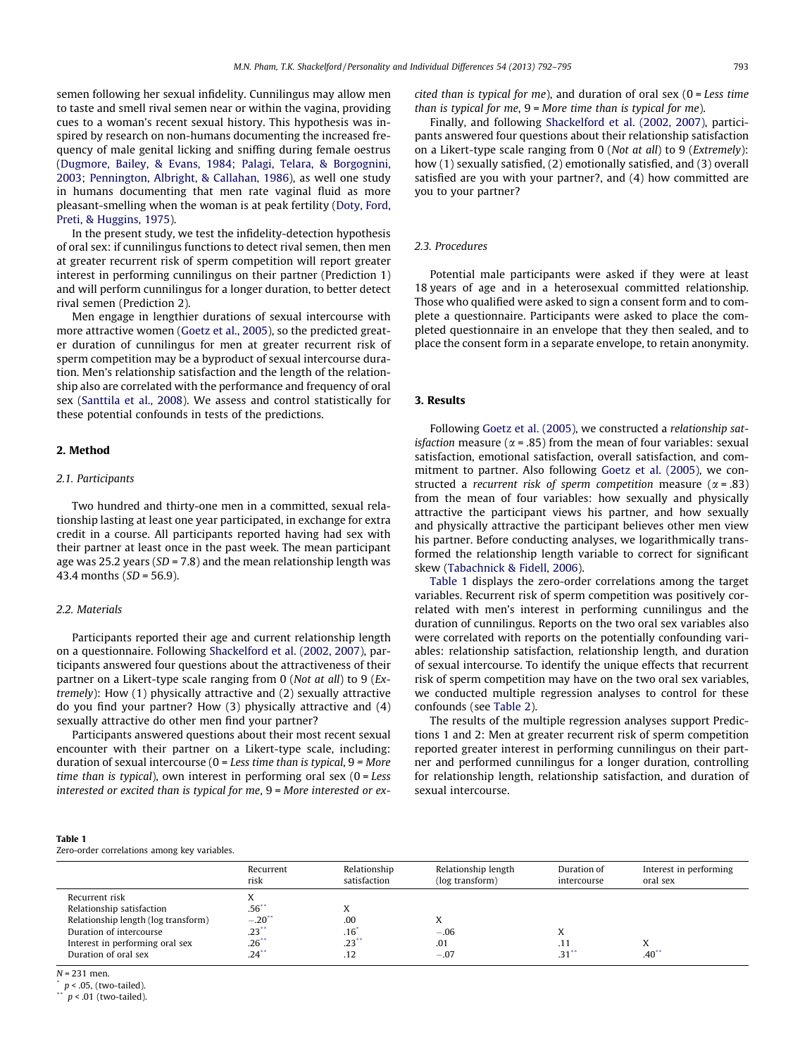semen following her sexual infidelity. Cunnilingus may allow men to taste and smell rival semen near or within the vagina, providing cues to a woman's recent sexual history. This hypothesis was inspired by research on non-humans documenting the increased frequency of male genital licking and sniffing during female oestrus (Dugmore, Bailey, & Evans, 1984; Palagi, Telara, & Borgognini, 2003; Pennington, Albright, & Callahan, 1986), as well one study in humans documenting that men rate vaginal fluid as more pleasant-smelling when the woman is at peak fertility (Doty, Ford, Preti, & Huggins, 1975).

In the present study, we test the infidelity-detection hypothesis of oral sex: if cunnilingus functions to detect rival semen, then men at greater recurrent risk of sperm competition will report greater interest in performing cunnilingus on their partner (Prediction 1) and will perform cunnilingus for a longer duration, to better detect rival semen (Prediction 2).

Men engage in lengthier durations of sexual intercourse with more attractive women (Goetz et al., 2005), so the predicted greater duration of cunnilingus for men at greater recurrent risk of sperm competition may be a byproduct of sexual intercourse duration. Men's relationship satisfaction and the length of the relationship also are correlated with the performance and frequency of oral sex (Santtila et al., 2008). We assess and control statistically for these potential confounds in tests of the predictions.

## 2. Method

### 2.1. Participants

Two hundred and thirty-one men in a committed, sexual relationship lasting at least one year participated, in exchange for extra credit in a course. All participants reported having had sex with their partner at least once in the past week. The mean participant age was 25.2 years (*SD* = 7.8) and the mean relationship length was 43.4 months (*SD* = 56.9).

### 2.2. Materials

Participants reported their age and current relationship length on a questionnaire. Following Shackelford et al. (2002, 2007), participants answered four questions about the attractiveness of their partner on a Likert-type scale ranging from 0 (*Not at all*) to 9 (*Extremely*): How (1) physically attractive and (2) sexually attractive do you find your partner? How (3) physically attractive and (4) sexually attractive do other men find your partner?

Participants answered questions about their most recent sexual encounter with their partner on a Likert-type scale, including: duration of sexual intercourse (0 = *Less time than is typical*, 9 = *More time than is typical*), own interest in performing oral sex (0 = *Less interested or excited than is typical for me*, 9 = *More interested or excited than is typical for me*), and duration of oral sex (0 = *Less time than is typical for me*, 9 = *More time than is typical for me*).

Finally, and following Shackelford et al. (2002, 2007), participants answered four questions about their relationship satisfaction on a Likert-type scale ranging from 0 (*Not at all*) to 9 (*Extremely*): how (1) sexually satisfied, (2) emotionally satisfied, and (3) overall satisfied are you with your partner?, and (4) how committed are you to your partner?

### 2.3. Procedures

Potential male participants were asked if they were at least 18 years of age and in a heterosexual committed relationship. Those who qualified were asked to sign a consent form and to complete a questionnaire. Participants were asked to place the completed questionnaire in an envelope that they then sealed, and to place the consent form in a separate envelope, to retain anonymity.

## 3. Results

Following Goetz et al. (2005), we constructed a *relationship satisfaction* measure ($\alpha = .85$) from the mean of four variables: sexual satisfaction, emotional satisfaction, overall satisfaction, and commitment to partner. Also following Goetz et al. (2005), we constructed a *recurrent risk of sperm competition* measure ($\alpha = .83$) from the mean of four variables: how sexually and physically attractive the participant views his partner, and how sexually and physically attractive the participant believes other men view his partner. Before conducting analyses, we logarithmically transformed the relationship length variable to correct for significant skew (Tabachnick & Fidell, 2006).

Table 1 displays the zero-order correlations among the target variables. Recurrent risk of sperm competition was positively correlated with men's interest in performing cunnilingus and the duration of cunnilingus. Reports on the two oral sex variables also were correlated with reports on the potentially confounding variables: relationship satisfaction, relationship length, and duration of sexual intercourse. To identify the unique effects that recurrent risk of sperm competition may have on the two oral sex variables, we conducted multiple regression analyses to control for these confounds (see Table 2).

The results of the multiple regression analyses support Predictions 1 and 2: Men at greater recurrent risk of sperm competition reported greater interest in performing cunnilingus on their partner and performed cunnilingus for a longer duration, controlling for relationship length, relationship satisfaction, and duration of sexual intercourse.

**Table 1**
Zero-order correlations among key variables.

| | Recurrent risk | Relationship satisfaction | Relationship length (log transform) | Duration of intercourse | Interest in performing oral sex |
|---|---|---|---|---|---|
| Recurrent risk | X | | | | |
| Relationship satisfaction | .56** | X | | | |
| Relationship length (log transform) | −.20** | .00 | X | | |
| Duration of intercourse | .23** | .16* | −.06 | X | |
| Interest in performing oral sex | .26** | .23** | .01 | .11 | X |
| Duration of oral sex | .24** | .12 | −.07 | .31** | .40** |

*N* = 231 men.
\* $p < .05$, (two-tailed).
\*\* $p < .01$ (two-tailed).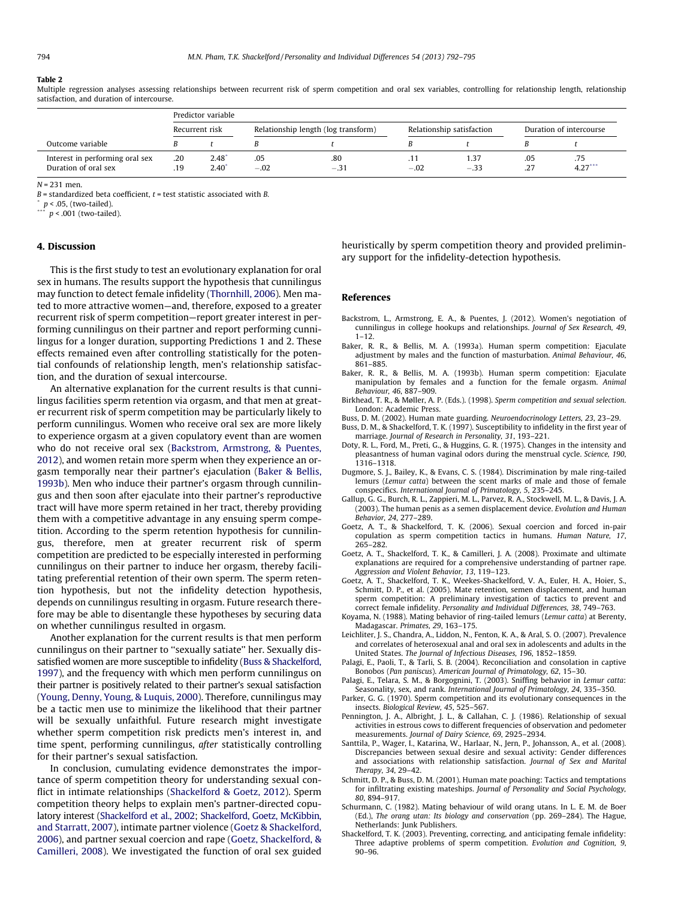**Table 2**
Multiple regression analyses assessing relationships between recurrent risk of sperm competition and oral sex variables, controlling for relationship length, relationship satisfaction, and duration of intercourse.

| | Predictor variable | | | | | | | |
|---|---|---|---|---|---|---|---|---|
| | Recurrent risk | | Relationship length (log transform) | | Relationship satisfaction | | Duration of intercourse | |
| Outcome variable | *B* | *t* | *B* | *t* | *B* | *t* | *B* | *t* |
| Interest in performing oral sex | .20 | 2.48* | .05 | .80 | .11 | 1.37 | .05 | .75 |
| Duration of oral sex | .19 | 2.40* | −.02 | −.31 | −.02 | −.33 | .27 | 4.27*** |

*N* = 231 men.
*B* = standardized beta coefficient, *t* = test statistic associated with *B*.
* $p < .05$, (two-tailed).
*** $p < .001$ (two-tailed).

## 4. Discussion

This is the first study to test an evolutionary explanation for oral sex in humans. The results support the hypothesis that cunnilingus may function to detect female infidelity (Thornhill, 2006). Men mated to more attractive women—and, therefore, exposed to a greater recurrent risk of sperm competition—report greater interest in performing cunnilingus on their partner and report performing cunnilingus for a longer duration, supporting Predictions 1 and 2. These effects remained even after controlling statistically for the potential confounds of relationship length, men's relationship satisfaction, and the duration of sexual intercourse.

An alternative explanation for the current results is that cunnilingus facilities sperm retention via orgasm, and that men at greater recurrent risk of sperm competition may be particularly likely to perform cunnilingus. Women who receive oral sex are more likely to experience orgasm at a given copulatory event than are women who do not receive oral sex (Backstrom, Armstrong, & Puentes, 2012), and women retain more sperm when they experience an orgasm temporally near their partner's ejaculation (Baker & Bellis, 1993b). Men who induce their partner's orgasm through cunnilingus and then soon after ejaculate into their partner's reproductive tract will have more sperm retained in her tract, thereby providing them with a competitive advantage in any ensuing sperm competition. According to the sperm retention hypothesis for cunnilingus, therefore, men at greater recurrent risk of sperm competition are predicted to be especially interested in performing cunnilingus on their partner to induce her orgasm, thereby facilitating preferential retention of their own sperm. The sperm retention hypothesis, but not the infidelity detection hypothesis, depends on cunnilingus resulting in orgasm. Future research therefore may be able to disentangle these hypotheses by securing data on whether cunnilingus resulted in orgasm.

Another explanation for the current results is that men perform cunnilingus on their partner to "sexually satiate" her. Sexually dissatisfied women are more susceptible to infidelity (Buss & Shackelford, 1997), and the frequency with which men perform cunnilingus on their partner is positively related to their partner's sexual satisfaction (Young, Denny, Young, & Luquis, 2000). Therefore, cunnilingus may be a tactic men use to minimize the likelihood that their partner will be sexually unfaithful. Future research might investigate whether sperm competition risk predicts men's interest in, and time spent, performing cunnilingus, *after* statistically controlling for their partner's sexual satisfaction.

In conclusion, cumulating evidence demonstrates the importance of sperm competition theory for understanding sexual conflict in intimate relationships (Shackelford & Goetz, 2012). Sperm competition theory helps to explain men's partner-directed copulatory interest (Shackelford et al., 2002; Shackelford, Goetz, McKibbin, and Starratt, 2007), intimate partner violence (Goetz & Shackelford, 2006), and partner sexual coercion and rape (Goetz, Shackelford, & Camilleri, 2008). We investigated the function of oral sex guided heuristically by sperm competition theory and provided preliminary support for the infidelity-detection hypothesis.

## References

Backstrom, L., Armstrong, E. A., & Puentes, J. (2012). Women's negotiation of cunnilingus in college hookups and relationships. *Journal of Sex Research, 49*, 1–12.

Baker, R. R., & Bellis, M. A. (1993a). Human sperm competition: Ejaculate adjustment by males and the function of masturbation. *Animal Behaviour, 46*, 861–885.

Baker, R. R., & Bellis, M. A. (1993b). Human sperm competition: Ejaculate manipulation by females and a function for the female orgasm. *Animal Behaviour, 46*, 887–909.

Birkhead, T. R., & Møller, A. P. (Eds.). (1998). *Sperm competition and sexual selection*. London: Academic Press.

Buss, D. M. (2002). Human mate guarding. *Neuroendocrinology Letters, 23*, 23–29.

Buss, D. M., & Shackelford, T. K. (1997). Susceptibility to infidelity in the first year of marriage. *Journal of Research in Personality, 31*, 193–221.

Doty, R. L., Ford, M., Preti, G., & Huggins, G. R. (1975). Changes in the intensity and pleasantness of human vaginal odors during the menstrual cycle. *Science, 190*, 1316–1318.

Dugmore, S. J., Bailey, K., & Evans, C. S. (1984). Discrimination by male ring-tailed lemurs (*Lemur catta*) between the scent marks of male and those of female conspecifics. *International Journal of Primatology, 5*, 235–245.

Gallup, G. G., Burch, R. L., Zappieri, M. L., Parvez, R. A., Stockwell, M. L., & Davis, J. A. (2003). The human penis as a semen displacement device. *Evolution and Human Behavior, 24*, 277–289.

Goetz, A. T., & Shackelford, T. K. (2006). Sexual coercion and forced in-pair copulation as sperm competition tactics in humans. *Human Nature, 17*, 265–282.

Goetz, A. T., Shackelford, T. K., & Camilleri, J. A. (2008). Proximate and ultimate explanations are required for a comprehensive understanding of partner rape. *Aggression and Violent Behavior, 13*, 119–123.

Goetz, A. T., Shackelford, T. K., Weekes-Shackelford, V. A., Euler, H. A., Hoier, S., Schmitt, D. P., et al. (2005). Mate retention, semen displacement, and human sperm competition: A preliminary investigation of tactics to prevent and correct female infidelity. *Personality and Individual Differences, 38*, 749–763.

Koyama, N. (1988). Mating behavior of ring-tailed lemurs (*Lemur catta*) at Berenty, Madagascar. *Primates, 29*, 163–175.

Leichliter, J. S., Chandra, A., Liddon, N., Fenton, K. A., & Aral, S. O. (2007). Prevalence and correlates of heterosexual anal and oral sex in adolescents and adults in the United States. *The Journal of Infectious Diseases, 196*, 1852–1859.

Palagi, E., Paoli, T., & Tarli, S. B. (2004). Reconciliation and consolation in captive Bonobos (*Pan paniscus*). *American Journal of Primatology, 62*, 15–30.

Palagi, E., Telara, S. M., & Borgognini, T. (2003). Sniffing behavior in *Lemur catta*: Seasonality, sex, and rank. *International Journal of Primatology, 24*, 335–350.

Parker, G. G. (1970). Sperm competition and its evolutionary consequences in the insects. *Biological Review, 45*, 525–567.

Pennington, J. A., Albright, J. L., & Callahan, C. J. (1986). Relationship of sexual activities in estrous cows to different frequencies of observation and pedometer measurements. *Journal of Dairy Science, 69*, 2925–2934.

Santtila, P., Wager, I., Katarina, W., Harlaar, N., Jern, P., Johansson, A., et al. (2008). Discrepancies between sexual desire and sexual activity: Gender differences and associations with relationship satisfaction. *Journal of Sex and Marital Therapy, 34*, 29–42.

Schmitt, D. P., & Buss, D. M. (2001). Human mate poaching: Tactics and temptations for infiltrating existing mateships. *Journal of Personality and Social Psychology, 80*, 894–917.

Schurmann, C. (1982). Mating behaviour of wild orang utans. In L. E. M. de Boer (Ed.), *The orang utan: Its biology and conservation* (pp. 269–284). The Hague, Netherlands: Junk Publishers.

Shackelford, T. K. (2003). Preventing, correcting, and anticipating female infidelity: Three adaptive problems of sperm competition. *Evolution and Cognition, 9*, 90–96.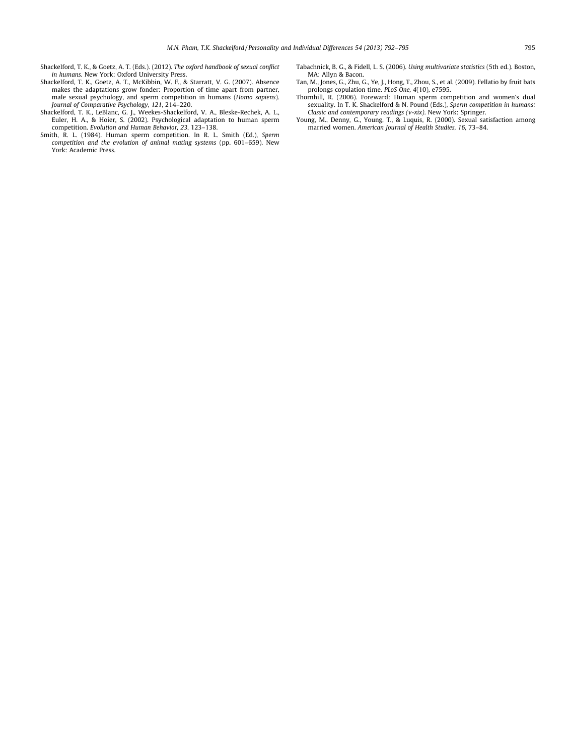Shackelford, T. K., & Goetz, A. T. (Eds.). (2012). *The oxford handbook of sexual conflict in humans*. New York: Oxford University Press.

Shackelford, T. K., Goetz, A. T., McKibbin, W. F., & Starratt, V. G. (2007). Absence makes the adaptations grow fonder: Proportion of time apart from partner, male sexual psychology, and sperm competition in humans (*Homo sapiens*). *Journal of Comparative Psychology, 121*, 214–220.

Shackelford, T. K., LeBlanc, G. J., Weekes-Shackelford, V. A., Bleske-Rechek, A. L., Euler, H. A., & Hoier, S. (2002). Psychological adaptation to human sperm competition. *Evolution and Human Behavior, 23*, 123–138.

Smith, R. L. (1984). Human sperm competition. In R. L. Smith (Ed.), *Sperm competition and the evolution of animal mating systems* (pp. 601–659). New York: Academic Press.

Tabachnick, B. G., & Fidell, L. S. (2006). *Using multivariate statistics* (5th ed.). Boston, MA: Allyn & Bacon.

Tan, M., Jones, G., Zhu, G., Ye, J., Hong, T., Zhou, S., et al. (2009). Fellatio by fruit bats prolongs copulation time. *PLoS One, 4*(10), e7595.

Thornhill, R. (2006). Foreward: Human sperm competition and women's dual sexuality. In T. K. Shackelford & N. Pound (Eds.), *Sperm competition in humans: Classic and contemporary readings (v-xix)*. New York: Springer.

Young, M., Denny, G., Young, T., & Luquis, R. (2000). Sexual satisfaction among married women. *American Journal of Health Studies, 16*, 73–84.